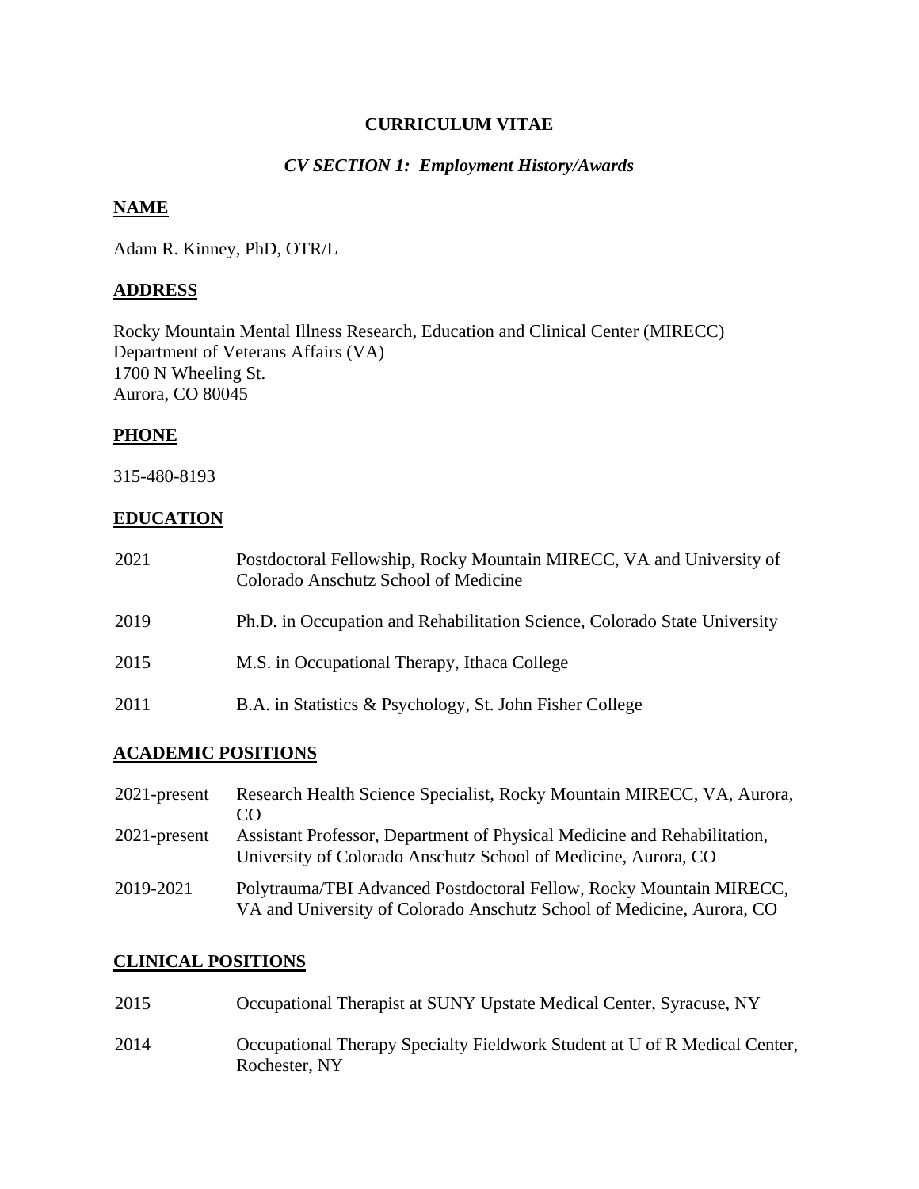# CURRICULUM VITAE

## *CV SECTION 1: Employment History/Awards*

### NAME

Adam R. Kinney, PhD, OTR/L

### ADDRESS

Rocky Mountain Mental Illness Research, Education and Clinical Center (MIRECC)
Department of Veterans Affairs (VA)
1700 N Wheeling St.
Aurora, CO 80045

### PHONE

315-480-8193

### EDUCATION

| | |
|---|---|
| 2021 | Postdoctoral Fellowship, Rocky Mountain MIRECC, VA and University of Colorado Anschutz School of Medicine |
| 2019 | Ph.D. in Occupation and Rehabilitation Science, Colorado State University |
| 2015 | M.S. in Occupational Therapy, Ithaca College |
| 2011 | B.A. in Statistics & Psychology, St. John Fisher College |

### ACADEMIC POSITIONS

| | |
|---|---|
| 2021-present | Research Health Science Specialist, Rocky Mountain MIRECC, VA, Aurora, CO |
| 2021-present | Assistant Professor, Department of Physical Medicine and Rehabilitation, University of Colorado Anschutz School of Medicine, Aurora, CO |
| 2019-2021 | Polytrauma/TBI Advanced Postdoctoral Fellow, Rocky Mountain MIRECC, VA and University of Colorado Anschutz School of Medicine, Aurora, CO |

### CLINICAL POSITIONS

| | |
|---|---|
| 2015 | Occupational Therapist at SUNY Upstate Medical Center, Syracuse, NY |
| 2014 | Occupational Therapy Specialty Fieldwork Student at U of R Medical Center, Rochester, NY |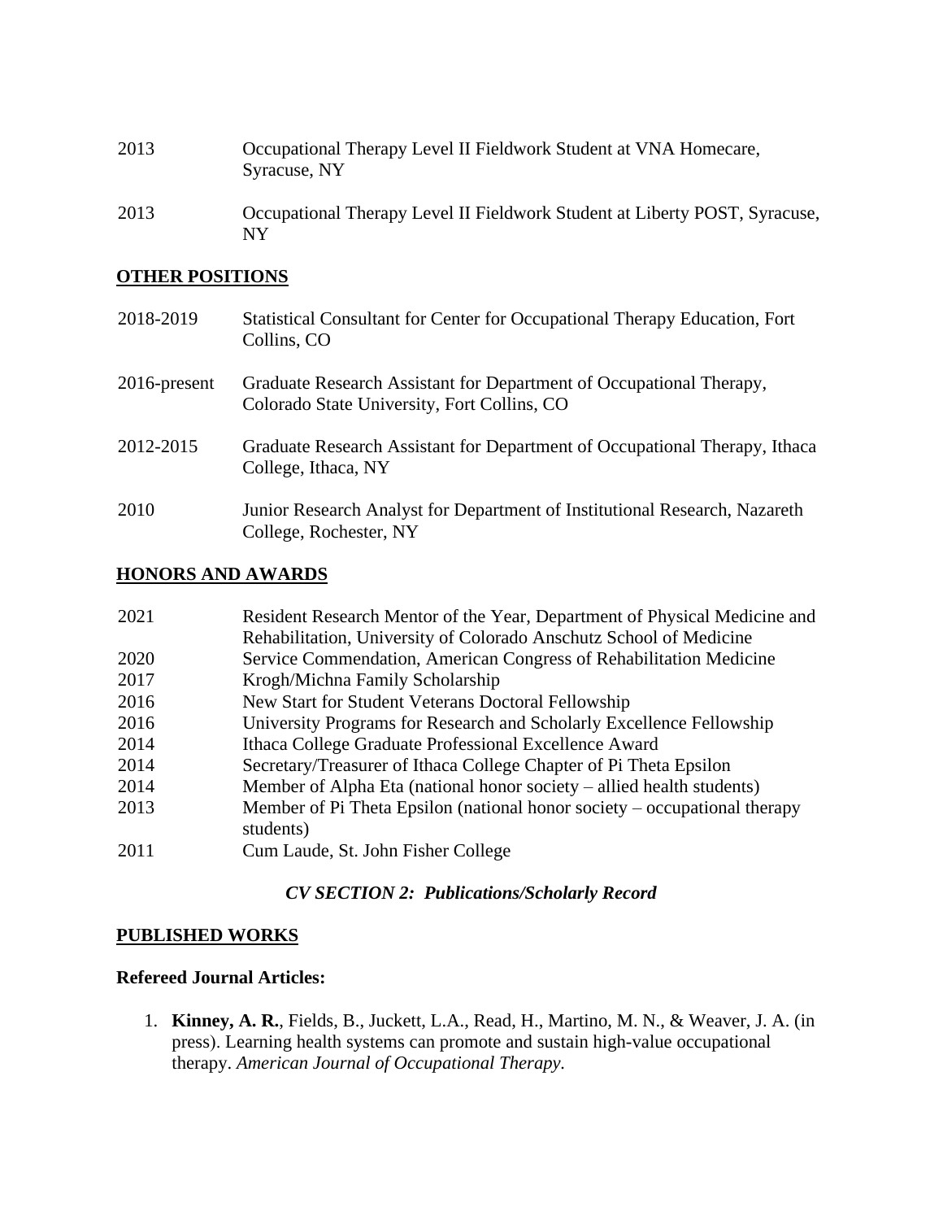2013 Occupational Therapy Level II Fieldwork Student at VNA Homecare, Syracuse, NY

2013 Occupational Therapy Level II Fieldwork Student at Liberty POST, Syracuse, NY

## OTHER POSITIONS

2018-2019 Statistical Consultant for Center for Occupational Therapy Education, Fort Collins, CO

2016-present Graduate Research Assistant for Department of Occupational Therapy, Colorado State University, Fort Collins, CO

2012-2015 Graduate Research Assistant for Department of Occupational Therapy, Ithaca College, Ithaca, NY

2010 Junior Research Analyst for Department of Institutional Research, Nazareth College, Rochester, NY

## HONORS AND AWARDS

2021 Resident Research Mentor of the Year, Department of Physical Medicine and Rehabilitation, University of Colorado Anschutz School of Medicine
2020 Service Commendation, American Congress of Rehabilitation Medicine
2017 Krogh/Michna Family Scholarship
2016 New Start for Student Veterans Doctoral Fellowship
2016 University Programs for Research and Scholarly Excellence Fellowship
2014 Ithaca College Graduate Professional Excellence Award
2014 Secretary/Treasurer of Ithaca College Chapter of Pi Theta Epsilon
2014 Member of Alpha Eta (national honor society – allied health students)
2013 Member of Pi Theta Epsilon (national honor society – occupational therapy students)
2011 Cum Laude, St. John Fisher College

*CV SECTION 2: Publications/Scholarly Record*

## PUBLISHED WORKS

**Refereed Journal Articles:**

1. **Kinney, A. R.**, Fields, B., Juckett, L.A., Read, H., Martino, M. N., & Weaver, J. A. (in press). Learning health systems can promote and sustain high-value occupational therapy. *American Journal of Occupational Therapy.*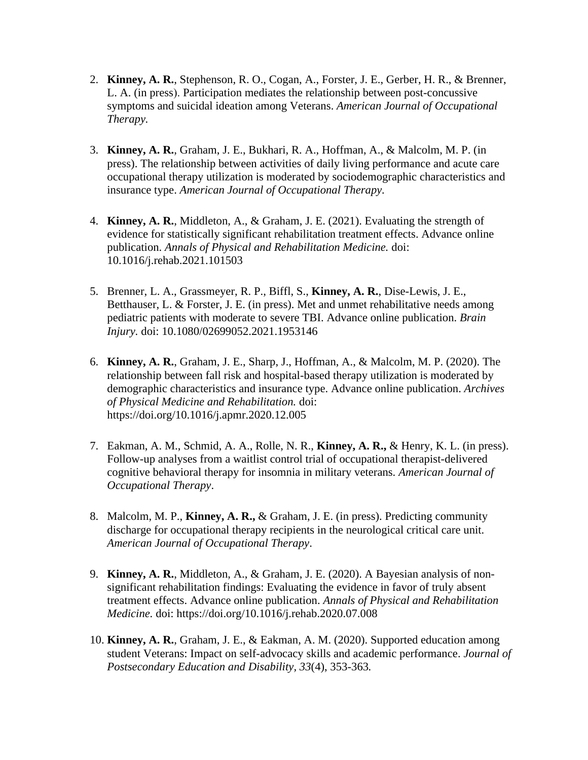2. **Kinney, A. R.**, Stephenson, R. O., Cogan, A., Forster, J. E., Gerber, H. R., & Brenner, L. A. (in press). Participation mediates the relationship between post-concussive symptoms and suicidal ideation among Veterans. *American Journal of Occupational Therapy.*

3. **Kinney, A. R.**, Graham, J. E., Bukhari, R. A., Hoffman, A., & Malcolm, M. P. (in press). The relationship between activities of daily living performance and acute care occupational therapy utilization is moderated by sociodemographic characteristics and insurance type. *American Journal of Occupational Therapy*.

4. **Kinney, A. R.**, Middleton, A., & Graham, J. E. (2021). Evaluating the strength of evidence for statistically significant rehabilitation treatment effects. Advance online publication. *Annals of Physical and Rehabilitation Medicine.* doi: 10.1016/j.rehab.2021.101503

5. Brenner, L. A., Grassmeyer, R. P., Biffl, S., **Kinney, A. R.**, Dise-Lewis, J. E., Betthauser, L. & Forster, J. E. (in press). Met and unmet rehabilitative needs among pediatric patients with moderate to severe TBI. Advance online publication. *Brain Injury*. doi: 10.1080/02699052.2021.1953146

6. **Kinney, A. R.**, Graham, J. E., Sharp, J., Hoffman, A., & Malcolm, M. P. (2020). The relationship between fall risk and hospital-based therapy utilization is moderated by demographic characteristics and insurance type. Advance online publication. *Archives of Physical Medicine and Rehabilitation.* doi: https://doi.org/10.1016/j.apmr.2020.12.005

7. Eakman, A. M., Schmid, A. A., Rolle, N. R., **Kinney, A. R.,** & Henry, K. L. (in press). Follow-up analyses from a waitlist control trial of occupational therapist-delivered cognitive behavioral therapy for insomnia in military veterans. *American Journal of Occupational Therapy*.

8. Malcolm, M. P., **Kinney, A. R.,** & Graham, J. E. (in press). Predicting community discharge for occupational therapy recipients in the neurological critical care unit. *American Journal of Occupational Therapy*.

9. **Kinney, A. R.**, Middleton, A., & Graham, J. E. (2020). A Bayesian analysis of non-significant rehabilitation findings: Evaluating the evidence in favor of truly absent treatment effects. Advance online publication. *Annals of Physical and Rehabilitation Medicine.* doi: https://doi.org/10.1016/j.rehab.2020.07.008

10. **Kinney, A. R.**, Graham, J. E., & Eakman, A. M. (2020). Supported education among student Veterans: Impact on self-advocacy skills and academic performance. *Journal of Postsecondary Education and Disability*, *33*(4), 353-363*.*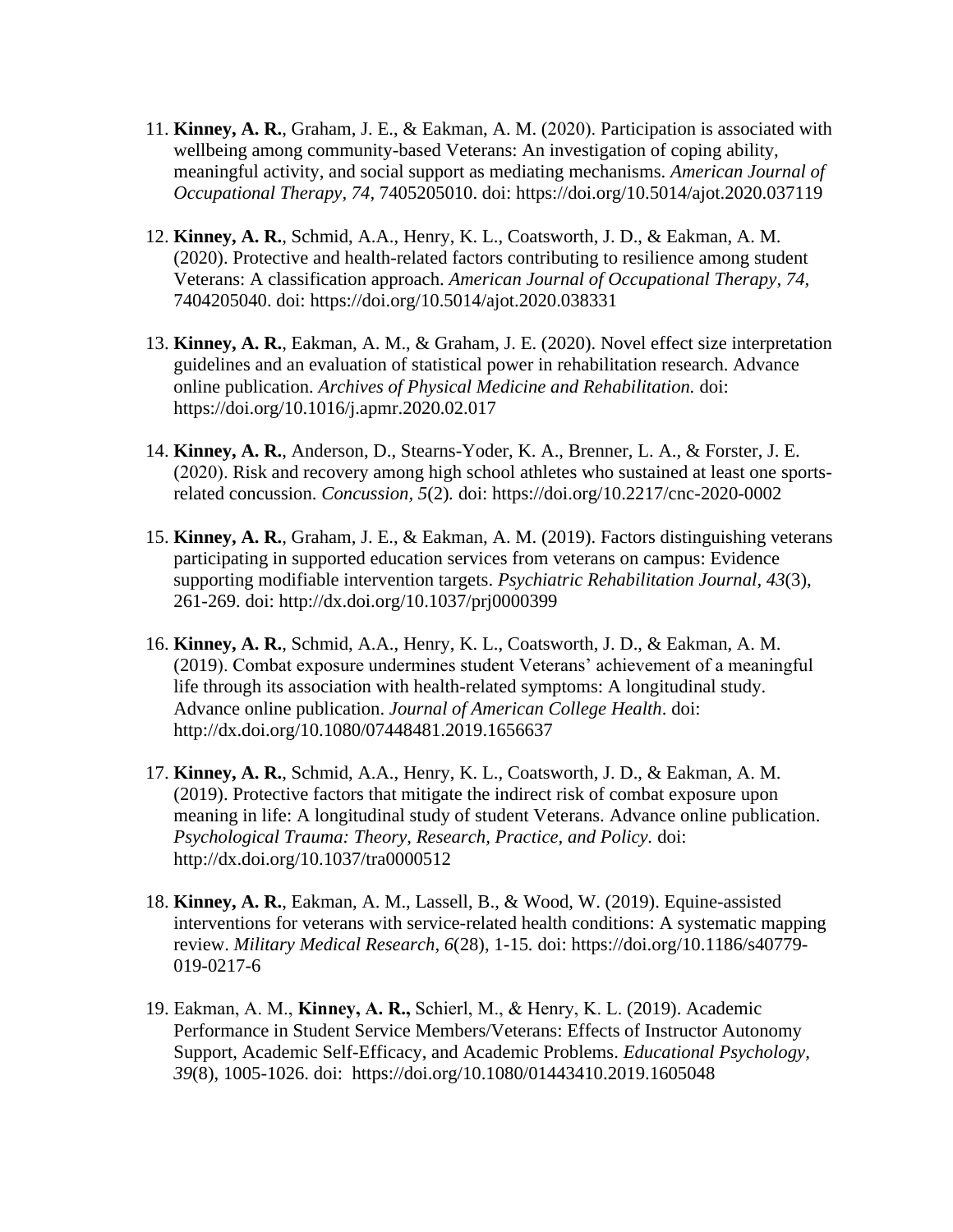11. **Kinney, A. R.**, Graham, J. E., & Eakman, A. M. (2020). Participation is associated with wellbeing among community-based Veterans: An investigation of coping ability, meaningful activity, and social support as mediating mechanisms. *American Journal of Occupational Therapy, 74*, 7405205010. doi: https://doi.org/10.5014/ajot.2020.037119

12. **Kinney, A. R.**, Schmid, A.A., Henry, K. L., Coatsworth, J. D., & Eakman, A. M. (2020). Protective and health-related factors contributing to resilience among student Veterans: A classification approach. *American Journal of Occupational Therapy, 74*, 7404205040. doi: https://doi.org/10.5014/ajot.2020.038331

13. **Kinney, A. R.**, Eakman, A. M., & Graham, J. E. (2020). Novel effect size interpretation guidelines and an evaluation of statistical power in rehabilitation research. Advance online publication. *Archives of Physical Medicine and Rehabilitation.* doi: https://doi.org/10.1016/j.apmr.2020.02.017

14. **Kinney, A. R.**, Anderson, D., Stearns-Yoder, K. A., Brenner, L. A., & Forster, J. E. (2020). Risk and recovery among high school athletes who sustained at least one sports-related concussion. *Concussion, 5*(2). doi: https://doi.org/10.2217/cnc-2020-0002

15. **Kinney, A. R.**, Graham, J. E., & Eakman, A. M. (2019). Factors distinguishing veterans participating in supported education services from veterans on campus: Evidence supporting modifiable intervention targets. *Psychiatric Rehabilitation Journal, 43*(3), 261-269. doi: http://dx.doi.org/10.1037/prj0000399

16. **Kinney, A. R.**, Schmid, A.A., Henry, K. L., Coatsworth, J. D., & Eakman, A. M. (2019). Combat exposure undermines student Veterans' achievement of a meaningful life through its association with health-related symptoms: A longitudinal study. Advance online publication. *Journal of American College Health*. doi: http://dx.doi.org/10.1080/07448481.2019.1656637

17. **Kinney, A. R.**, Schmid, A.A., Henry, K. L., Coatsworth, J. D., & Eakman, A. M. (2019). Protective factors that mitigate the indirect risk of combat exposure upon meaning in life: A longitudinal study of student Veterans. Advance online publication. *Psychological Trauma: Theory, Research, Practice, and Policy.* doi: http://dx.doi.org/10.1037/tra0000512

18. **Kinney, A. R.**, Eakman, A. M., Lassell, B., & Wood, W. (2019). Equine-assisted interventions for veterans with service-related health conditions: A systematic mapping review. *Military Medical Research, 6*(28), 1-15. doi: https://doi.org/10.1186/s40779-019-0217-6

19. Eakman, A. M., **Kinney, A. R.,** Schierl, M., & Henry, K. L. (2019). Academic Performance in Student Service Members/Veterans: Effects of Instructor Autonomy Support, Academic Self-Efficacy, and Academic Problems. *Educational Psychology, 39*(8), 1005-1026. doi: https://doi.org/10.1080/01443410.2019.1605048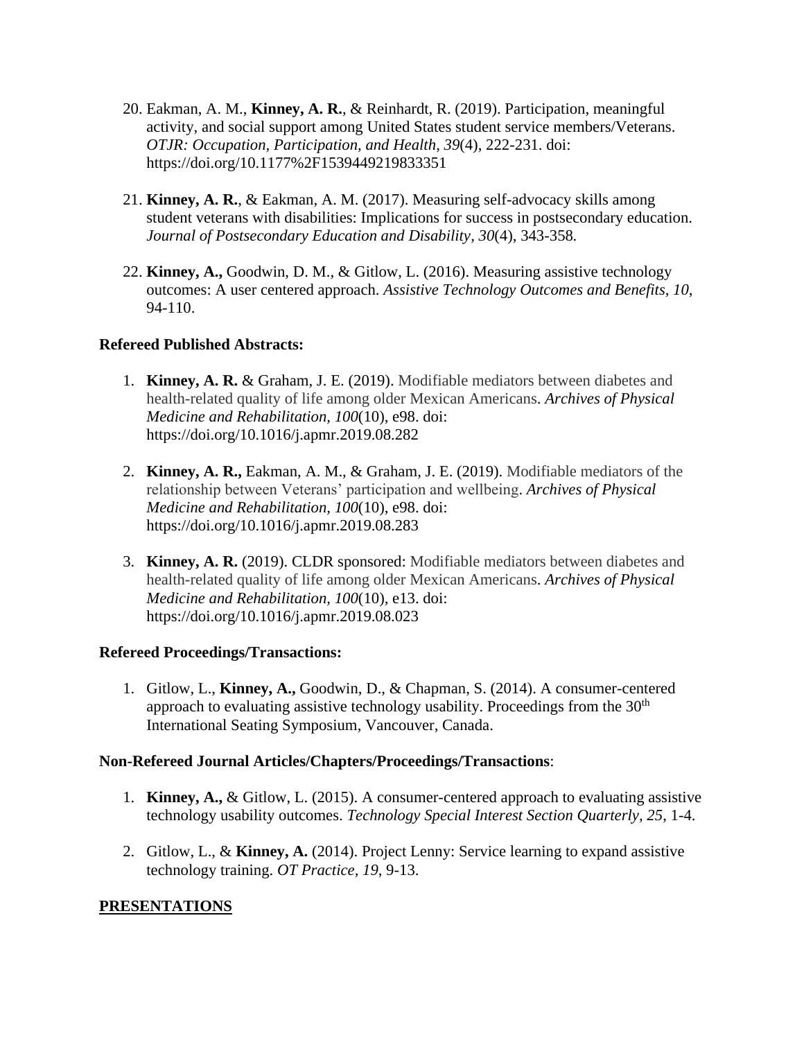20. Eakman, A. M., **Kinney, A. R.**, & Reinhardt, R. (2019). Participation, meaningful activity, and social support among United States student service members/Veterans. *OTJR: Occupation, Participation, and Health, 39*(4), 222-231. doi: https://doi.org/10.1177%2F1539449219833351

21. **Kinney, A. R.**, & Eakman, A. M. (2017). Measuring self-advocacy skills among student veterans with disabilities: Implications for success in postsecondary education. *Journal of Postsecondary Education and Disability, 30*(4), 343-358.

22. **Kinney, A.,** Goodwin, D. M., & Gitlow, L. (2016). Measuring assistive technology outcomes: A user centered approach. *Assistive Technology Outcomes and Benefits, 10*, 94-110.

**Refereed Published Abstracts:**

1. **Kinney, A. R.** & Graham, J. E. (2019). Modifiable mediators between diabetes and health-related quality of life among older Mexican Americans. *Archives of Physical Medicine and Rehabilitation, 100*(10), e98. doi: https://doi.org/10.1016/j.apmr.2019.08.282

2. **Kinney, A. R.,** Eakman, A. M., & Graham, J. E. (2019). Modifiable mediators of the relationship between Veterans' participation and wellbeing. *Archives of Physical Medicine and Rehabilitation, 100*(10), e98. doi: https://doi.org/10.1016/j.apmr.2019.08.283

3. **Kinney, A. R.** (2019). CLDR sponsored: Modifiable mediators between diabetes and health-related quality of life among older Mexican Americans. *Archives of Physical Medicine and Rehabilitation, 100*(10), e13. doi: https://doi.org/10.1016/j.apmr.2019.08.023

**Refereed Proceedings/Transactions:**

1. Gitlow, L., **Kinney, A.,** Goodwin, D., & Chapman, S. (2014). A consumer-centered approach to evaluating assistive technology usability. Proceedings from the 30th International Seating Symposium, Vancouver, Canada.

**Non-Refereed Journal Articles/Chapters/Proceedings/Transactions**:

1. **Kinney, A.,** & Gitlow, L. (2015). A consumer-centered approach to evaluating assistive technology usability outcomes. *Technology Special Interest Section Quarterly, 25*, 1-4.

2. Gitlow, L., & **Kinney, A.** (2014). Project Lenny: Service learning to expand assistive technology training. *OT Practice, 19*, 9-13.

**PRESENTATIONS**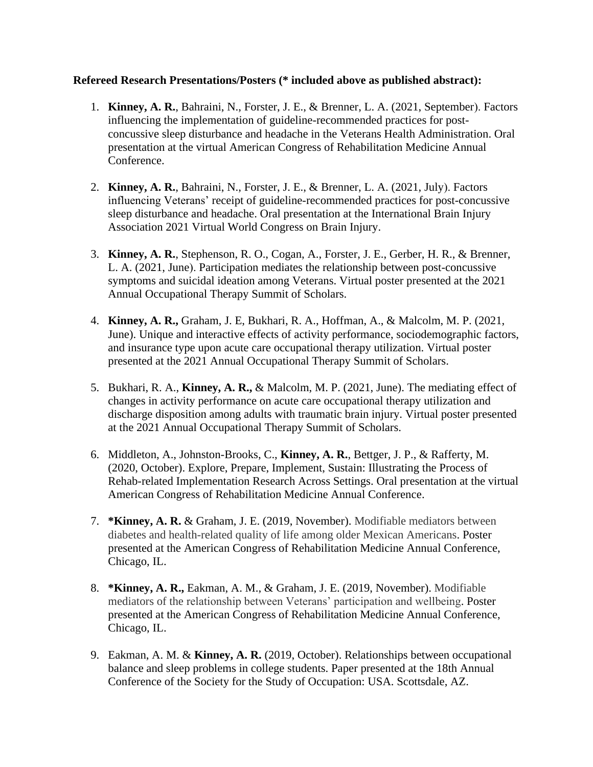**Refereed Research Presentations/Posters (* included above as published abstract):**

1. **Kinney, A. R.**, Bahraini, N., Forster, J. E., & Brenner, L. A. (2021, September). Factors influencing the implementation of guideline-recommended practices for post-concussive sleep disturbance and headache in the Veterans Health Administration. Oral presentation at the virtual American Congress of Rehabilitation Medicine Annual Conference.

2. **Kinney, A. R.**, Bahraini, N., Forster, J. E., & Brenner, L. A. (2021, July). Factors influencing Veterans' receipt of guideline-recommended practices for post-concussive sleep disturbance and headache. Oral presentation at the International Brain Injury Association 2021 Virtual World Congress on Brain Injury.

3. **Kinney, A. R.**, Stephenson, R. O., Cogan, A., Forster, J. E., Gerber, H. R., & Brenner, L. A. (2021, June). Participation mediates the relationship between post-concussive symptoms and suicidal ideation among Veterans. Virtual poster presented at the 2021 Annual Occupational Therapy Summit of Scholars.

4. **Kinney, A. R.,** Graham, J. E, Bukhari, R. A., Hoffman, A., & Malcolm, M. P. (2021, June). Unique and interactive effects of activity performance, sociodemographic factors, and insurance type upon acute care occupational therapy utilization. Virtual poster presented at the 2021 Annual Occupational Therapy Summit of Scholars.

5. Bukhari, R. A., **Kinney, A. R.,** & Malcolm, M. P. (2021, June). The mediating effect of changes in activity performance on acute care occupational therapy utilization and discharge disposition among adults with traumatic brain injury. Virtual poster presented at the 2021 Annual Occupational Therapy Summit of Scholars.

6. Middleton, A., Johnston-Brooks, C., **Kinney, A. R.**, Bettger, J. P., & Rafferty, M. (2020, October). Explore, Prepare, Implement, Sustain: Illustrating the Process of Rehab-related Implementation Research Across Settings. Oral presentation at the virtual American Congress of Rehabilitation Medicine Annual Conference.

7. **\*Kinney, A. R.** & Graham, J. E. (2019, November). Modifiable mediators between diabetes and health-related quality of life among older Mexican Americans. Poster presented at the American Congress of Rehabilitation Medicine Annual Conference, Chicago, IL.

8. **\*Kinney, A. R.,** Eakman, A. M., & Graham, J. E. (2019, November). Modifiable mediators of the relationship between Veterans' participation and wellbeing. Poster presented at the American Congress of Rehabilitation Medicine Annual Conference, Chicago, IL.

9. Eakman, A. M. & **Kinney, A. R.** (2019, October). Relationships between occupational balance and sleep problems in college students. Paper presented at the 18th Annual Conference of the Society for the Study of Occupation: USA. Scottsdale, AZ.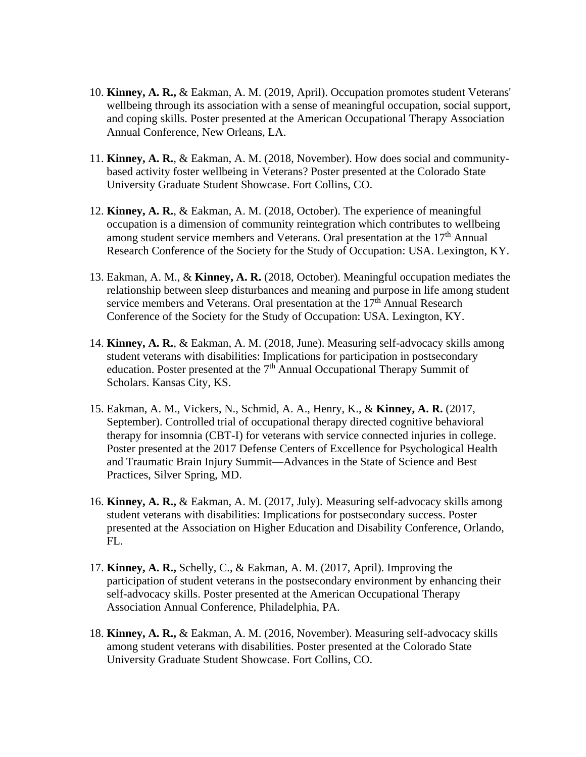10. **Kinney, A. R.,** & Eakman, A. M. (2019, April). Occupation promotes student Veterans' wellbeing through its association with a sense of meaningful occupation, social support, and coping skills. Poster presented at the American Occupational Therapy Association Annual Conference, New Orleans, LA.

11. **Kinney, A. R.**, & Eakman, A. M. (2018, November). How does social and community-based activity foster wellbeing in Veterans? Poster presented at the Colorado State University Graduate Student Showcase. Fort Collins, CO.

12. **Kinney, A. R.**, & Eakman, A. M. (2018, October). The experience of meaningful occupation is a dimension of community reintegration which contributes to wellbeing among student service members and Veterans. Oral presentation at the 17th Annual Research Conference of the Society for the Study of Occupation: USA. Lexington, KY.

13. Eakman, A. M., & **Kinney, A. R.** (2018, October). Meaningful occupation mediates the relationship between sleep disturbances and meaning and purpose in life among student service members and Veterans. Oral presentation at the 17th Annual Research Conference of the Society for the Study of Occupation: USA. Lexington, KY.

14. **Kinney, A. R.**, & Eakman, A. M. (2018, June). Measuring self-advocacy skills among student veterans with disabilities: Implications for participation in postsecondary education. Poster presented at the 7th Annual Occupational Therapy Summit of Scholars. Kansas City, KS.

15. Eakman, A. M., Vickers, N., Schmid, A. A., Henry, K., & **Kinney, A. R.** (2017, September). Controlled trial of occupational therapy directed cognitive behavioral therapy for insomnia (CBT-I) for veterans with service connected injuries in college. Poster presented at the 2017 Defense Centers of Excellence for Psychological Health and Traumatic Brain Injury Summit—Advances in the State of Science and Best Practices, Silver Spring, MD.

16. **Kinney, A. R.,** & Eakman, A. M. (2017, July). Measuring self-advocacy skills among student veterans with disabilities: Implications for postsecondary success. Poster presented at the Association on Higher Education and Disability Conference, Orlando, FL.

17. **Kinney, A. R.,** Schelly, C., & Eakman, A. M. (2017, April). Improving the participation of student veterans in the postsecondary environment by enhancing their self-advocacy skills. Poster presented at the American Occupational Therapy Association Annual Conference, Philadelphia, PA.

18. **Kinney, A. R.,** & Eakman, A. M. (2016, November). Measuring self-advocacy skills among student veterans with disabilities. Poster presented at the Colorado State University Graduate Student Showcase. Fort Collins, CO.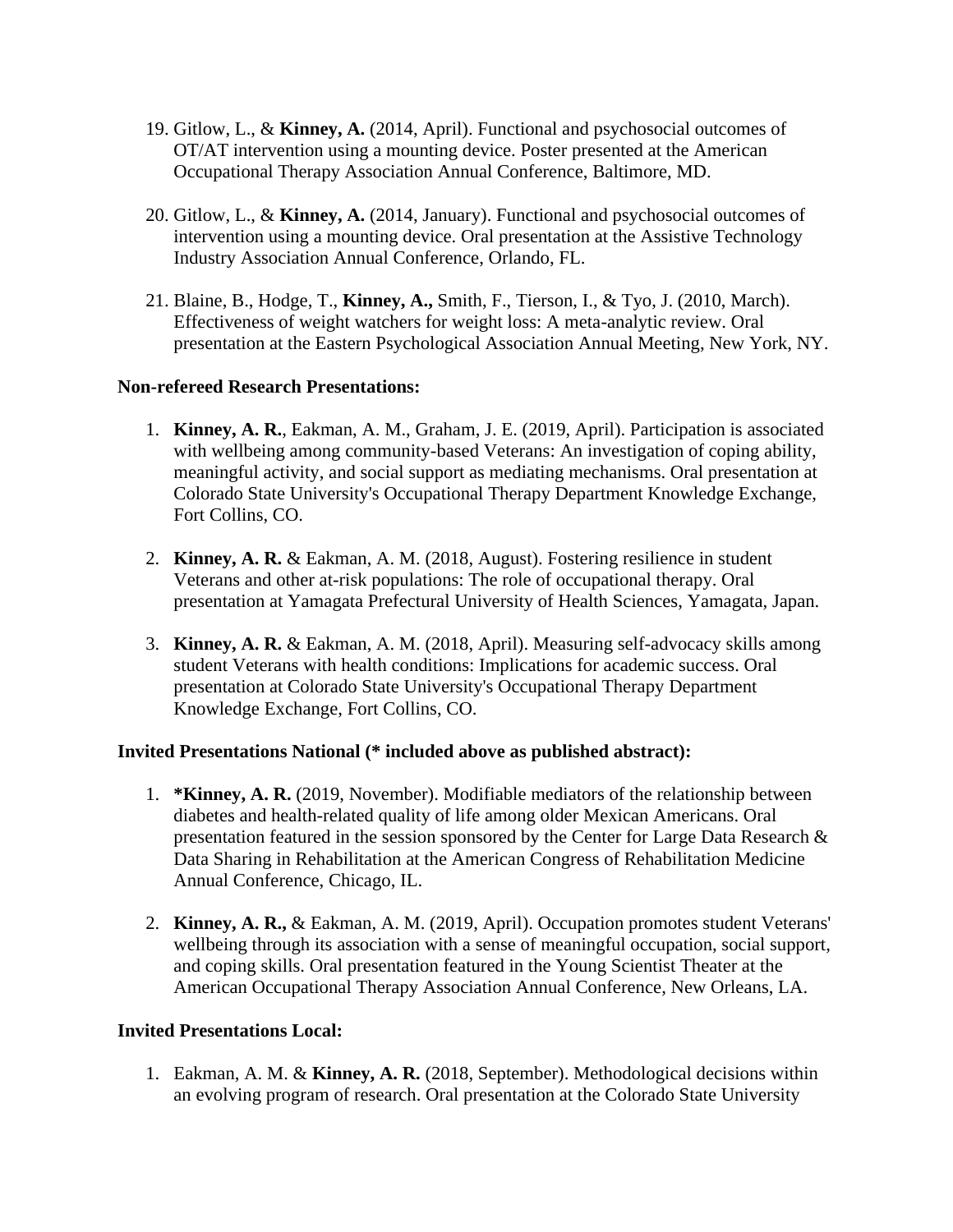19. Gitlow, L., & **Kinney, A.** (2014, April). Functional and psychosocial outcomes of OT/AT intervention using a mounting device. Poster presented at the American Occupational Therapy Association Annual Conference, Baltimore, MD.

20. Gitlow, L., & **Kinney, A.** (2014, January). Functional and psychosocial outcomes of intervention using a mounting device. Oral presentation at the Assistive Technology Industry Association Annual Conference, Orlando, FL.

21. Blaine, B., Hodge, T., **Kinney, A.,** Smith, F., Tierson, I., & Tyo, J. (2010, March). Effectiveness of weight watchers for weight loss: A meta-analytic review. Oral presentation at the Eastern Psychological Association Annual Meeting, New York, NY.

**Non-refereed Research Presentations:**

1. **Kinney, A. R.**, Eakman, A. M., Graham, J. E. (2019, April). Participation is associated with wellbeing among community-based Veterans: An investigation of coping ability, meaningful activity, and social support as mediating mechanisms. Oral presentation at Colorado State University's Occupational Therapy Department Knowledge Exchange, Fort Collins, CO.

2. **Kinney, A. R.** & Eakman, A. M. (2018, August). Fostering resilience in student Veterans and other at-risk populations: The role of occupational therapy. Oral presentation at Yamagata Prefectural University of Health Sciences, Yamagata, Japan.

3. **Kinney, A. R.** & Eakman, A. M. (2018, April). Measuring self-advocacy skills among student Veterans with health conditions: Implications for academic success. Oral presentation at Colorado State University's Occupational Therapy Department Knowledge Exchange, Fort Collins, CO.

**Invited Presentations National (* included above as published abstract):**

1. ***Kinney, A. R.** (2019, November). Modifiable mediators of the relationship between diabetes and health-related quality of life among older Mexican Americans. Oral presentation featured in the session sponsored by the Center for Large Data Research & Data Sharing in Rehabilitation at the American Congress of Rehabilitation Medicine Annual Conference, Chicago, IL.

2. **Kinney, A. R.,** & Eakman, A. M. (2019, April). Occupation promotes student Veterans' wellbeing through its association with a sense of meaningful occupation, social support, and coping skills. Oral presentation featured in the Young Scientist Theater at the American Occupational Therapy Association Annual Conference, New Orleans, LA.

**Invited Presentations Local:**

1. Eakman, A. M. & **Kinney, A. R.** (2018, September). Methodological decisions within an evolving program of research. Oral presentation at the Colorado State University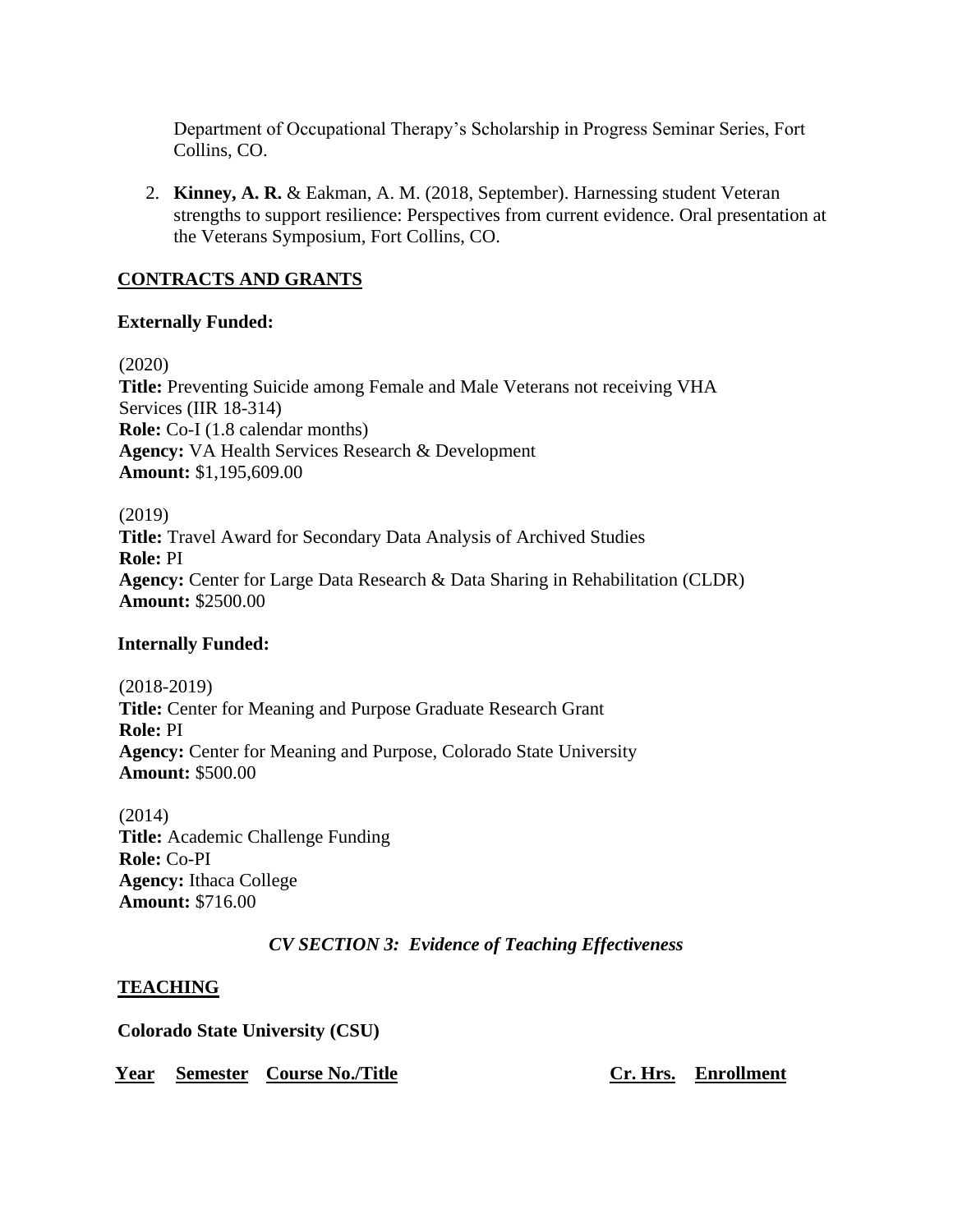Department of Occupational Therapy's Scholarship in Progress Seminar Series, Fort Collins, CO.

2. **Kinney, A. R.** & Eakman, A. M. (2018, September). Harnessing student Veteran strengths to support resilience: Perspectives from current evidence. Oral presentation at the Veterans Symposium, Fort Collins, CO.

## CONTRACTS AND GRANTS

**Externally Funded:**

(2020)
**Title:** Preventing Suicide among Female and Male Veterans not receiving VHA Services (IIR 18-314)
**Role:** Co-I (1.8 calendar months)
**Agency:** VA Health Services Research & Development
**Amount:** $1,195,609.00

(2019)
**Title:** Travel Award for Secondary Data Analysis of Archived Studies
**Role:** PI
**Agency:** Center for Large Data Research & Data Sharing in Rehabilitation (CLDR)
**Amount:** $2500.00

**Internally Funded:**

(2018-2019)
**Title:** Center for Meaning and Purpose Graduate Research Grant
**Role:** PI
**Agency:** Center for Meaning and Purpose, Colorado State University
**Amount:** $500.00

(2014)
**Title:** Academic Challenge Funding
**Role:** Co-PI
**Agency:** Ithaca College
**Amount:** $716.00

# *CV SECTION 3: Evidence of Teaching Effectiveness*

## TEACHING

**Colorado State University (CSU)**

| Year | Semester | Course No./Title | Cr. Hrs. | Enrollment |
|---|---|---|---|---|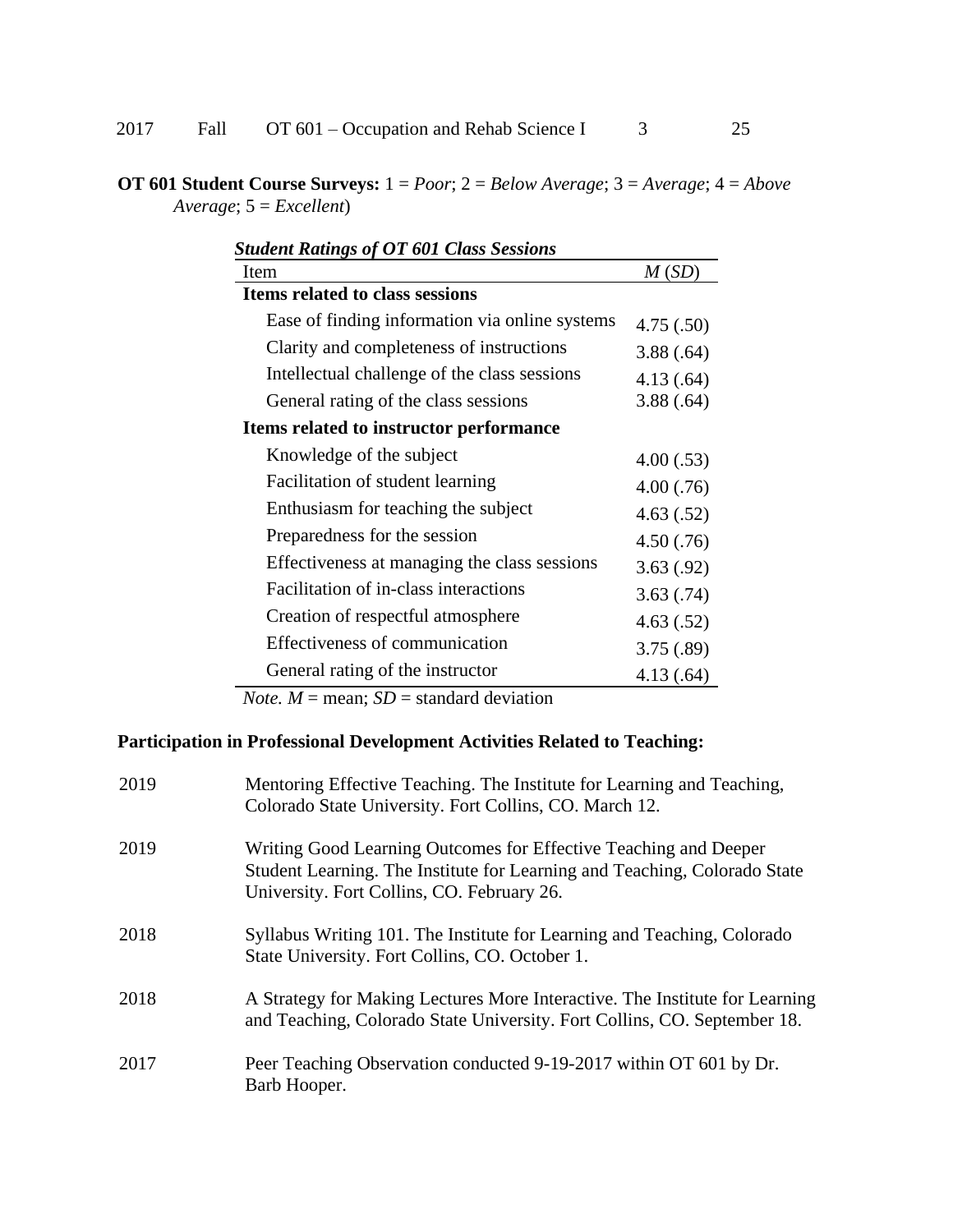| 2017 | Fall | OT 601 – Occupation and Rehab Science I | 3 | 25 |
|---|---|---|---|---|

**OT 601 Student Course Surveys:** 1 = *Poor*; 2 = *Below Average*; 3 = *Average*; 4 = *Above Average*; 5 = *Excellent*)

***Student Ratings of OT 601 Class Sessions***

| Item | *M* (*SD*) |
|---|---|
| **Items related to class sessions** | |
| Ease of finding information via online systems | 4.75 (.50) |
| Clarity and completeness of instructions | 3.88 (.64) |
| Intellectual challenge of the class sessions | 4.13 (.64) |
| General rating of the class sessions | 3.88 (.64) |
| **Items related to instructor performance** | |
| Knowledge of the subject | 4.00 (.53) |
| Facilitation of student learning | 4.00 (.76) |
| Enthusiasm for teaching the subject | 4.63 (.52) |
| Preparedness for the session | 4.50 (.76) |
| Effectiveness at managing the class sessions | 3.63 (.92) |
| Facilitation of in-class interactions | 3.63 (.74) |
| Creation of respectful atmosphere | 4.63 (.52) |
| Effectiveness of communication | 3.75 (.89) |
| General rating of the instructor | 4.13 (.64) |

*Note. M* = mean; *SD* = standard deviation

**Participation in Professional Development Activities Related to Teaching:**

2019 Mentoring Effective Teaching. The Institute for Learning and Teaching, Colorado State University. Fort Collins, CO. March 12.

2019 Writing Good Learning Outcomes for Effective Teaching and Deeper Student Learning. The Institute for Learning and Teaching, Colorado State University. Fort Collins, CO. February 26.

2018 Syllabus Writing 101. The Institute for Learning and Teaching, Colorado State University. Fort Collins, CO. October 1.

2018 A Strategy for Making Lectures More Interactive. The Institute for Learning and Teaching, Colorado State University. Fort Collins, CO. September 18.

2017 Peer Teaching Observation conducted 9-19-2017 within OT 601 by Dr. Barb Hooper.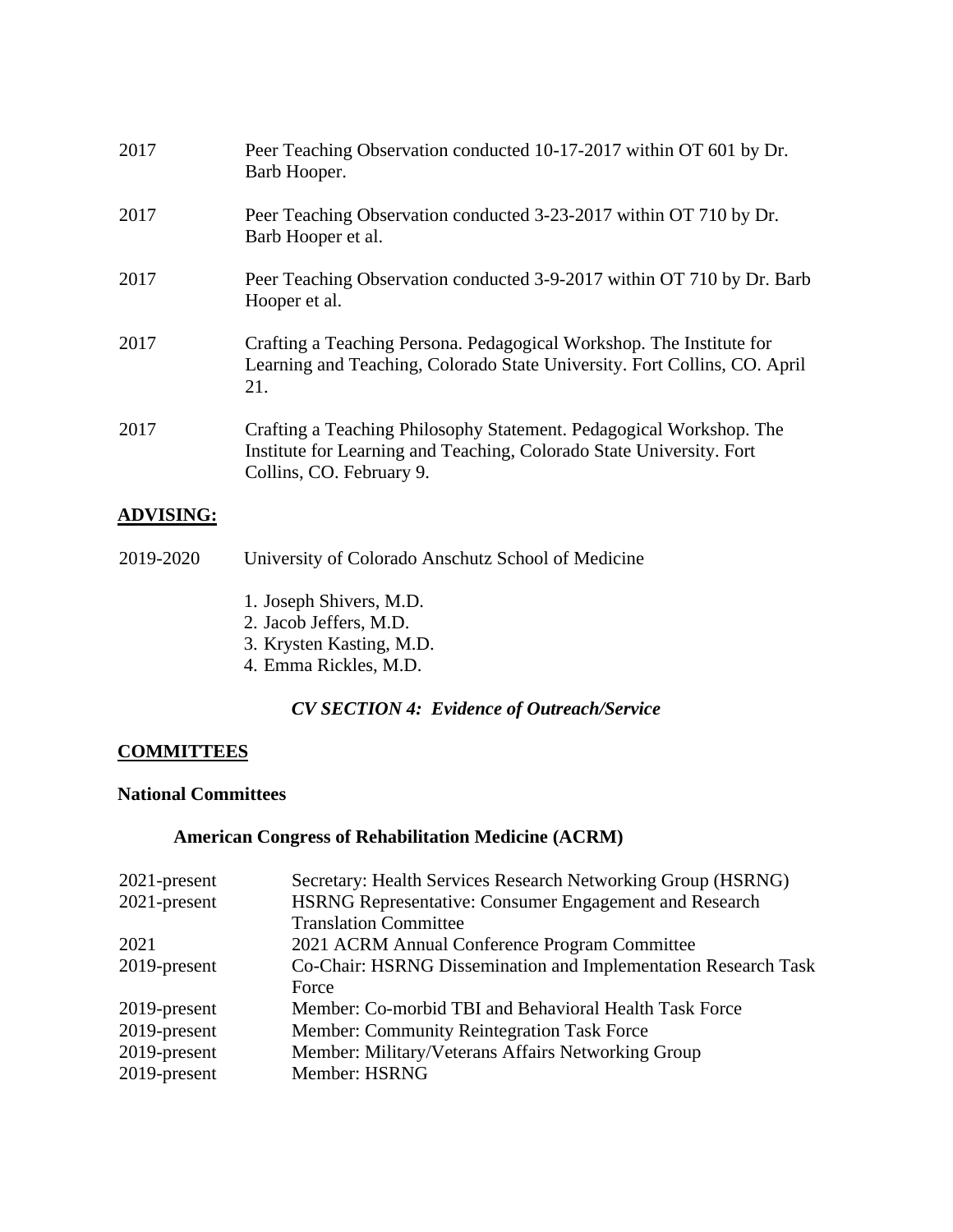2017 Peer Teaching Observation conducted 10-17-2017 within OT 601 by Dr. Barb Hooper.

2017 Peer Teaching Observation conducted 3-23-2017 within OT 710 by Dr. Barb Hooper et al.

2017 Peer Teaching Observation conducted 3-9-2017 within OT 710 by Dr. Barb Hooper et al.

2017 Crafting a Teaching Persona. Pedagogical Workshop. The Institute for Learning and Teaching, Colorado State University. Fort Collins, CO. April 21.

2017 Crafting a Teaching Philosophy Statement. Pedagogical Workshop. The Institute for Learning and Teaching, Colorado State University. Fort Collins, CO. February 9.

## ADVISING:

2019-2020 University of Colorado Anschutz School of Medicine

1. Joseph Shivers, M.D.
2. Jacob Jeffers, M.D.
3. Krysten Kasting, M.D.
4. Emma Rickles, M.D.

## *CV SECTION 4: Evidence of Outreach/Service*

## COMMITTEES

### National Committees

#### American Congress of Rehabilitation Medicine (ACRM)

2021-present Secretary: Health Services Research Networking Group (HSRNG)
2021-present HSRNG Representative: Consumer Engagement and Research Translation Committee
2021 2021 ACRM Annual Conference Program Committee
2019-present Co-Chair: HSRNG Dissemination and Implementation Research Task Force
2019-present Member: Co-morbid TBI and Behavioral Health Task Force
2019-present Member: Community Reintegration Task Force
2019-present Member: Military/Veterans Affairs Networking Group
2019-present Member: HSRNG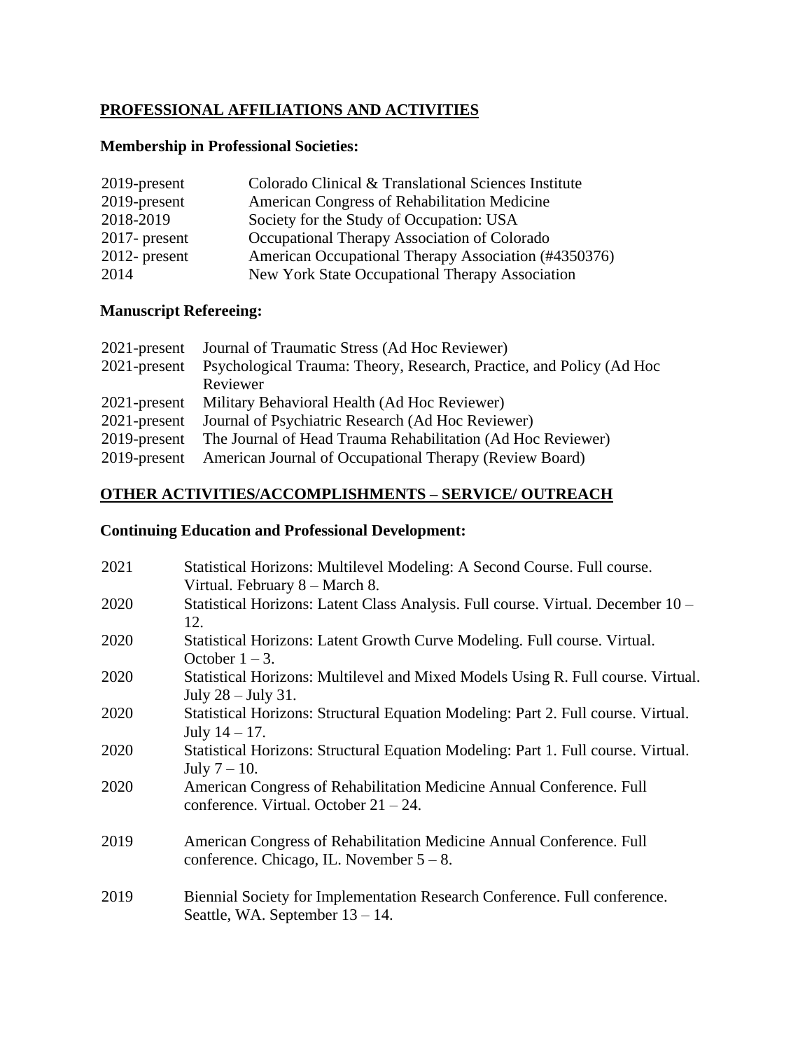## PROFESSIONAL AFFILIATIONS AND ACTIVITIES

### Membership in Professional Societies:

| | |
|---|---|
| 2019-present | Colorado Clinical & Translational Sciences Institute |
| 2019-present | American Congress of Rehabilitation Medicine |
| 2018-2019 | Society for the Study of Occupation: USA |
| 2017- present | Occupational Therapy Association of Colorado |
| 2012- present | American Occupational Therapy Association (#4350376) |
| 2014 | New York State Occupational Therapy Association |

### Manuscript Refereeing:

| | |
|---|---|
| 2021-present | Journal of Traumatic Stress (Ad Hoc Reviewer) |
| 2021-present | Psychological Trauma: Theory, Research, Practice, and Policy (Ad Hoc Reviewer |
| 2021-present | Military Behavioral Health (Ad Hoc Reviewer) |
| 2021-present | Journal of Psychiatric Research (Ad Hoc Reviewer) |
| 2019-present | The Journal of Head Trauma Rehabilitation (Ad Hoc Reviewer) |
| 2019-present | American Journal of Occupational Therapy (Review Board) |

## OTHER ACTIVITIES/ACCOMPLISHMENTS – SERVICE/ OUTREACH

### Continuing Education and Professional Development:

| | |
|---|---|
| 2021 | Statistical Horizons: Multilevel Modeling: A Second Course. Full course. Virtual. February 8 – March 8. |
| 2020 | Statistical Horizons: Latent Class Analysis. Full course. Virtual. December 10 – 12. |
| 2020 | Statistical Horizons: Latent Growth Curve Modeling. Full course. Virtual. October 1 – 3. |
| 2020 | Statistical Horizons: Multilevel and Mixed Models Using R. Full course. Virtual. July 28 – July 31. |
| 2020 | Statistical Horizons: Structural Equation Modeling: Part 2. Full course. Virtual. July 14 – 17. |
| 2020 | Statistical Horizons: Structural Equation Modeling: Part 1. Full course. Virtual. July 7 – 10. |
| 2020 | American Congress of Rehabilitation Medicine Annual Conference. Full conference. Virtual. October 21 – 24. |
| 2019 | American Congress of Rehabilitation Medicine Annual Conference. Full conference. Chicago, IL. November 5 – 8. |
| 2019 | Biennial Society for Implementation Research Conference. Full conference. Seattle, WA. September 13 – 14. |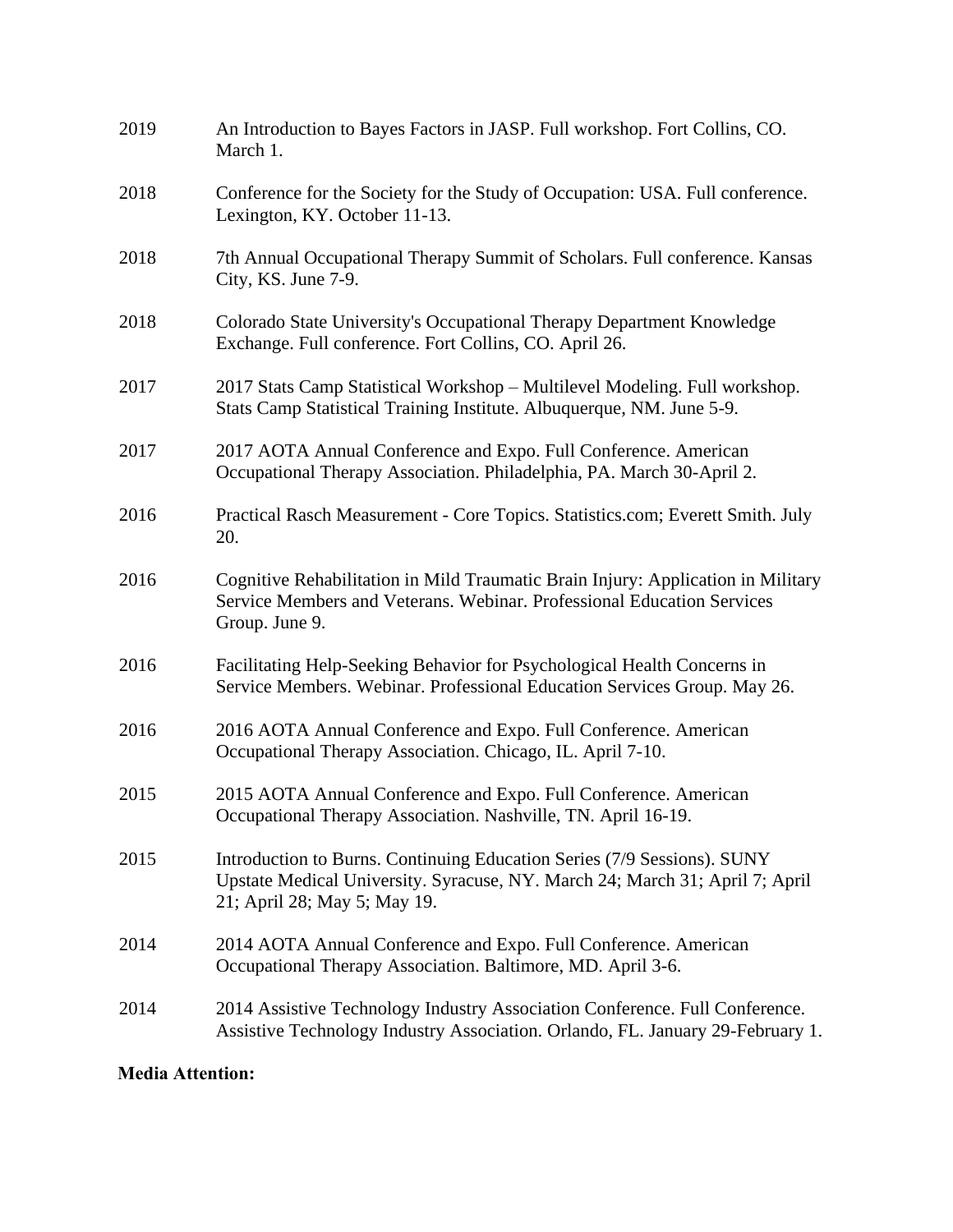2019 An Introduction to Bayes Factors in JASP. Full workshop. Fort Collins, CO. March 1.

2018 Conference for the Society for the Study of Occupation: USA. Full conference. Lexington, KY. October 11-13.

2018 7th Annual Occupational Therapy Summit of Scholars. Full conference. Kansas City, KS. June 7-9.

2018 Colorado State University's Occupational Therapy Department Knowledge Exchange. Full conference. Fort Collins, CO. April 26.

2017 2017 Stats Camp Statistical Workshop – Multilevel Modeling. Full workshop. Stats Camp Statistical Training Institute. Albuquerque, NM. June 5-9.

2017 2017 AOTA Annual Conference and Expo. Full Conference. American Occupational Therapy Association. Philadelphia, PA. March 30-April 2.

2016 Practical Rasch Measurement - Core Topics. Statistics.com; Everett Smith. July 20.

2016 Cognitive Rehabilitation in Mild Traumatic Brain Injury: Application in Military Service Members and Veterans. Webinar. Professional Education Services Group. June 9.

2016 Facilitating Help-Seeking Behavior for Psychological Health Concerns in Service Members. Webinar. Professional Education Services Group. May 26.

2016 2016 AOTA Annual Conference and Expo. Full Conference. American Occupational Therapy Association. Chicago, IL. April 7-10.

2015 2015 AOTA Annual Conference and Expo. Full Conference. American Occupational Therapy Association. Nashville, TN. April 16-19.

2015 Introduction to Burns. Continuing Education Series (7/9 Sessions). SUNY Upstate Medical University. Syracuse, NY. March 24; March 31; April 7; April 21; April 28; May 5; May 19.

2014 2014 AOTA Annual Conference and Expo. Full Conference. American Occupational Therapy Association. Baltimore, MD. April 3-6.

2014 2014 Assistive Technology Industry Association Conference. Full Conference. Assistive Technology Industry Association. Orlando, FL. January 29-February 1.

**Media Attention:**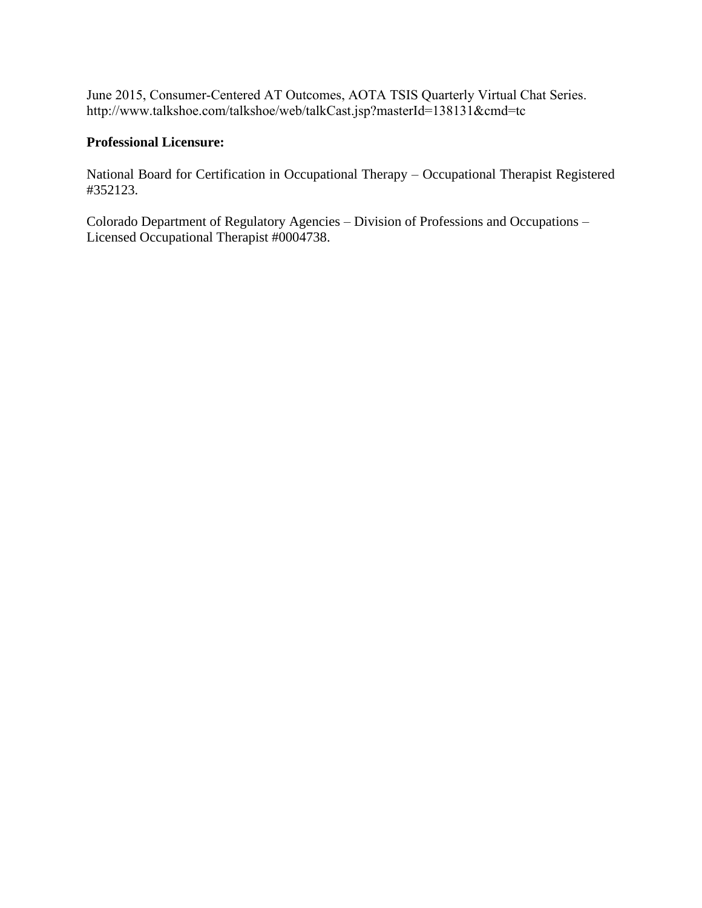June 2015, Consumer-Centered AT Outcomes, AOTA TSIS Quarterly Virtual Chat Series. http://www.talkshoe.com/talkshoe/web/talkCast.jsp?masterId=138131&cmd=tc

**Professional Licensure:**

National Board for Certification in Occupational Therapy – Occupational Therapist Registered #352123.

Colorado Department of Regulatory Agencies – Division of Professions and Occupations – Licensed Occupational Therapist #0004738.